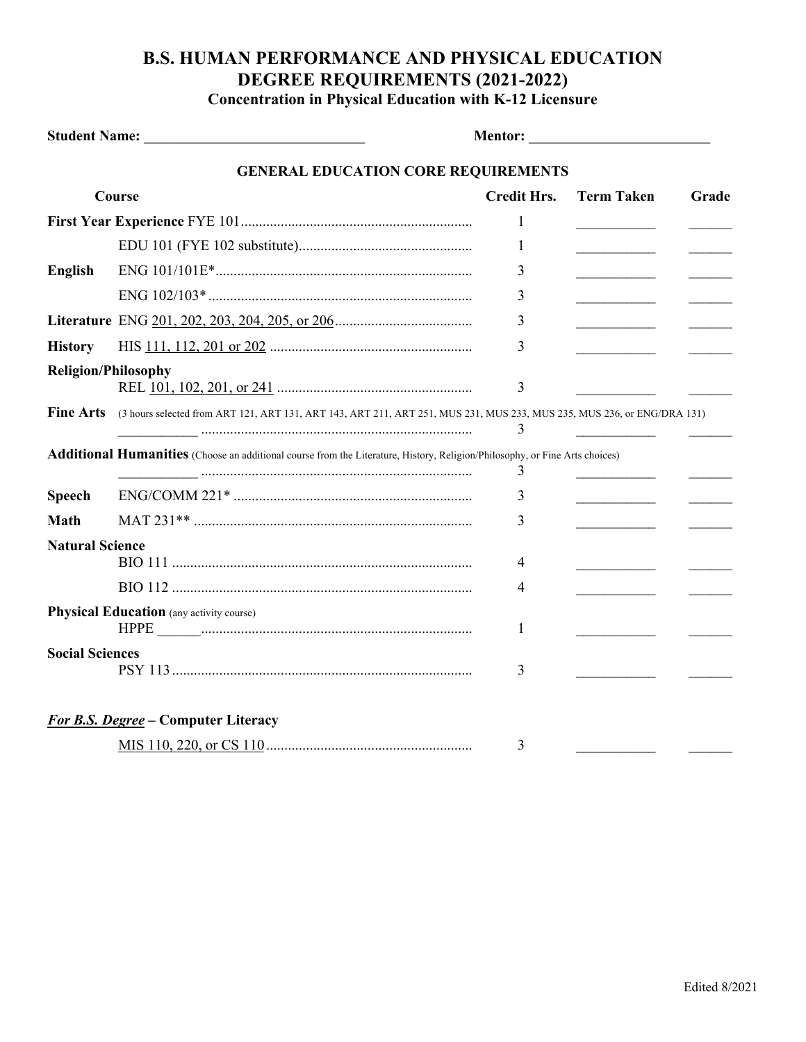# B.S. HUMAN PERFORMANCE AND PHYSICAL EDUCATION DEGREE REQUIREMENTS (2021-2022)

### Concentration in Physical Education with K-12 Licensure

**Student Name:** ______________________________ **Mentor:** ________________________

## GENERAL EDUCATION CORE REQUIREMENTS

| Course | | Credit Hrs. | Term Taken | Grade |
|---|---|---|---|---|
| **First Year Experience** | FYE 101 | 1 | ___________ | ______ |
| | EDU 101 (FYE 102 substitute) | 1 | ___________ | ______ |
| **English** | ENG 101/101E* | 3 | ___________ | ______ |
| | ENG 102/103* | 3 | ___________ | ______ |
| **Literature** | ENG 201, 202, 203, 204, 205, or 206 | 3 | ___________ | ______ |
| **History** | HIS 111, 112, 201 or 202 | 3 | ___________ | ______ |
| **Religion/Philosophy** | REL 101, 102, 201, or 241 | 3 | ___________ | ______ |
| **Fine Arts** (3 hours selected from ART 121, ART 131, ART 143, ART 211, ART 251, MUS 231, MUS 233, MUS 235, MUS 236, or ENG/DRA 131) | ___________ | 3 | ___________ | ______ |
| **Additional Humanities** (Choose an additional course from the Literature, History, Religion/Philosophy, or Fine Arts choices) | ___________ | 3 | ___________ | ______ |
| **Speech** | ENG/COMM 221* | 3 | ___________ | ______ |
| **Math** | MAT 231** | 3 | ___________ | ______ |
| **Natural Science** | BIO 111 | 4 | ___________ | ______ |
| | BIO 112 | 4 | ___________ | ______ |
| **Physical Education** (any activity course) | HPPE ______ | 1 | ___________ | ______ |
| **Social Sciences** | PSY 113 | 3 | ___________ | ______ |

***For B.S. Degree*** **– Computer Literacy**

| Course | Credit Hrs. | Term Taken | Grade |
|---|---|---|---|
| MIS 110, 220, or CS 110 | 3 | ___________ | ______ |

Edited 8/2021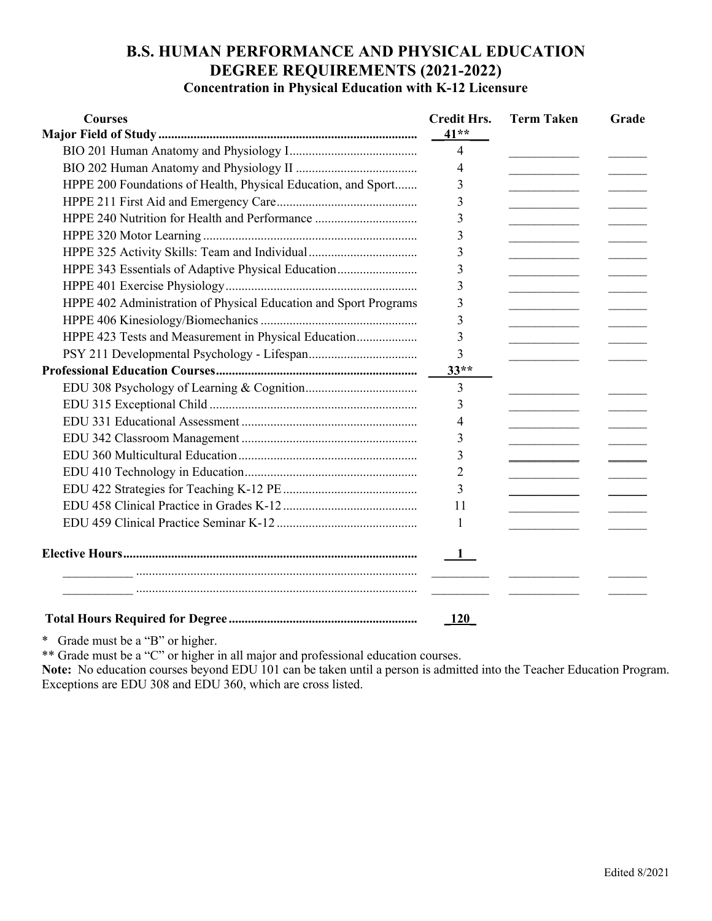# B.S. HUMAN PERFORMANCE AND PHYSICAL EDUCATION DEGREE REQUIREMENTS (2021-2022)

### Concentration in Physical Education with K-12 Licensure

| Courses | Credit Hrs. | Term Taken | Grade |
|---|---|---|---|
| **Major Field of Study** | **41**** | | |
| BIO 201 Human Anatomy and Physiology I | 4 | | |
| BIO 202 Human Anatomy and Physiology II | 4 | | |
| HPPE 200 Foundations of Health, Physical Education, and Sport | 3 | | |
| HPPE 211 First Aid and Emergency Care | 3 | | |
| HPPE 240 Nutrition for Health and Performance | 3 | | |
| HPPE 320 Motor Learning | 3 | | |
| HPPE 325 Activity Skills: Team and Individual | 3 | | |
| HPPE 343 Essentials of Adaptive Physical Education | 3 | | |
| HPPE 401 Exercise Physiology | 3 | | |
| HPPE 402 Administration of Physical Education and Sport Programs | 3 | | |
| HPPE 406 Kinesiology/Biomechanics | 3 | | |
| HPPE 423 Tests and Measurement in Physical Education | 3 | | |
| PSY 211 Developmental Psychology - Lifespan | 3 | | |
| **Professional Education Courses** | **33**** | | |
| EDU 308 Psychology of Learning & Cognition | 3 | | |
| EDU 315 Exceptional Child | 3 | | |
| EDU 331 Educational Assessment | 4 | | |
| EDU 342 Classroom Management | 3 | | |
| EDU 360 Multicultural Education | 3 | | |
| EDU 410 Technology in Education | 2 | | |
| EDU 422 Strategies for Teaching K-12 PE | 3 | | |
| EDU 458 Clinical Practice in Grades K-12 | 11 | | |
| EDU 459 Clinical Practice Seminar K-12 | 1 | | |
| **Elective Hours** | **1** | | |
| ___________ | _________ | ___________ | ______ |
| ___________ | _________ | ___________ | ______ |
| **Total Hours Required for Degree** | **120** | | |

\* Grade must be a "B" or higher.

** Grade must be a "C" or higher in all major and professional education courses.

**Note:** No education courses beyond EDU 101 can be taken until a person is admitted into the Teacher Education Program. Exceptions are EDU 308 and EDU 360, which are cross listed.

Edited 8/2021